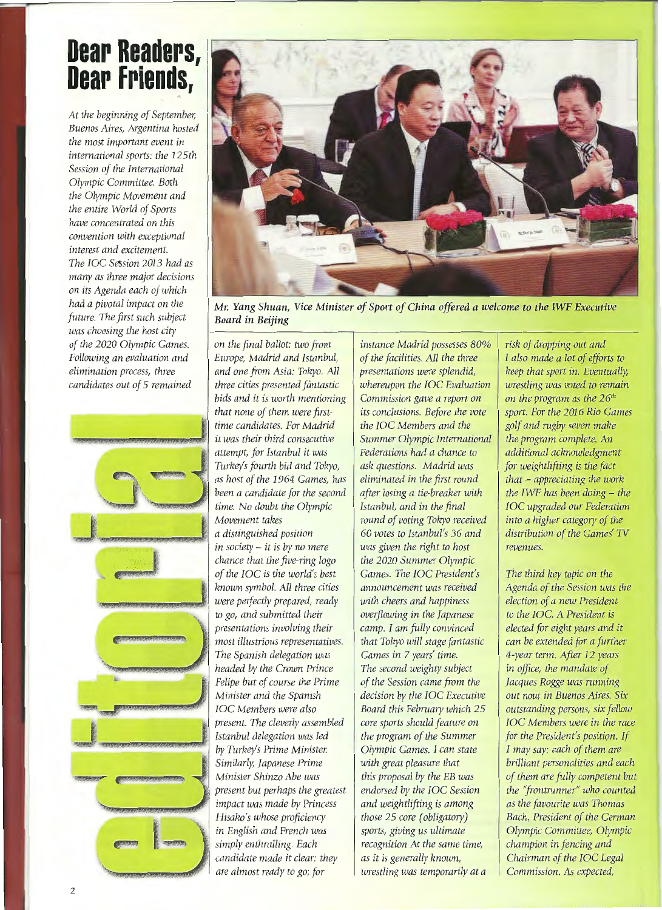# Dear Readers, Dear Friends,

*At the beginning of September, Buenos Aires, Argentina hosted the most important event in international sports: the 125th Session of the International Olympic Committee. Both the Olympic Movement and the entire World of Sports have concentrated on this convention with exceptional interest and excitement. The IOC Session 2013 had as many as three major decisions on its Agenda each of which had a pivotal impact on the future. The first such subject was choosing the host city of the 2020 Olympic Games. Following an evaluation and elimination process, three candidates out of 5 remained on the final ballot: two from Europe, Madrid and Istanbul, and one from Asia: Tokyo. All three cities presented fantastic bids and it is worth mentioning that none of them were first-time candidates. For Madrid it was their third consecutive attempt, for Istanbul it was Turkey's fourth bid and Tokyo, as host of the 1964 Games, has been a candidate for the second time. No doubt the Olympic Movement takes a distinguished position in society – it is by no mere chance that the five-ring logo of the IOC is the world's best known symbol. All three cities were perfectly prepared, ready to go, and submitted their presentations involving their most illustrious representatives. The Spanish delegation was headed by the Crown Prince Felipe but of course the Prime Minister and the Spanish IOC Members were also present. The cleverly assembled Istanbul delegation was led by Turkey's Prime Minister. Similarly, Japanese Prime Minister Shinzo Abe was present but perhaps the greatest impact was made by Princess Hisako's whose proficiency in English and French was simply enthralling. Each candidate made it clear: they are almost ready to go; for instance Madrid possesses 80% of the facilities. All the three presentations were splendid, whereupon the IOC Evaluation Commission gave a report on its conclusions. Before the vote the IOC Members and the Summer Olympic International Federations had a chance to ask questions. Madrid was eliminated in the first round after losing a tie-breaker with Istanbul, and in the final round of voting Tokyo received 60 votes to Istanbul's 36 and was given the right to host the 2020 Summer Olympic Games. The IOC President's announcement was received with cheers and happiness overflowing in the Japanese camp. I am fully convinced that Tokyo will stage fantastic Games in 7 years' time.*

*The second weighty subject of the Session came from the decision by the IOC Executive Board this February which 25 core sports should feature on the program of the Summer Olympic Games. I can state with great pleasure that this proposal by the EB was endorsed by the IOC Session and weightlifting is among those 25 core (obligatory) sports, giving us ultimate recognition. At the same time, as it is generally known, wrestling was temporarily at a risk of dropping out and I also made a lot of efforts to keep that sport in. Eventually, wrestling was voted to remain on the program as the 26th sport. For the 2016 Rio Games golf and rugby seven make the program complete. An additional acknowledgment for weightlifting is the fact that – appreciating the work the IWF has been doing – the IOC upgraded our Federation into a higher category of the distribution of the Games' TV revenues.*

*The third key topic on the Agenda of the Session was the election of a new President to the IOC. A President is elected for eight years and it can be extended for a further 4-year term. After 12 years in office, the mandate of Jacques Rogge was running out now in Buenos Aires. Six outstanding persons, six fellow IOC Members were in the race for the President's position. If I may say: each of them are brilliant personalities and each of them are fully competent but the "frontrunner" who counted as the favourite was Thomas Bach, President of the German Olympic Committee, Olympic champion in fencing and Chairman of the IOC Legal Commission. As expected,*

***Mr. Yang Shuan, Vice Minister of Sport of China offered a welcome to the IWF Executive Board in Beijing***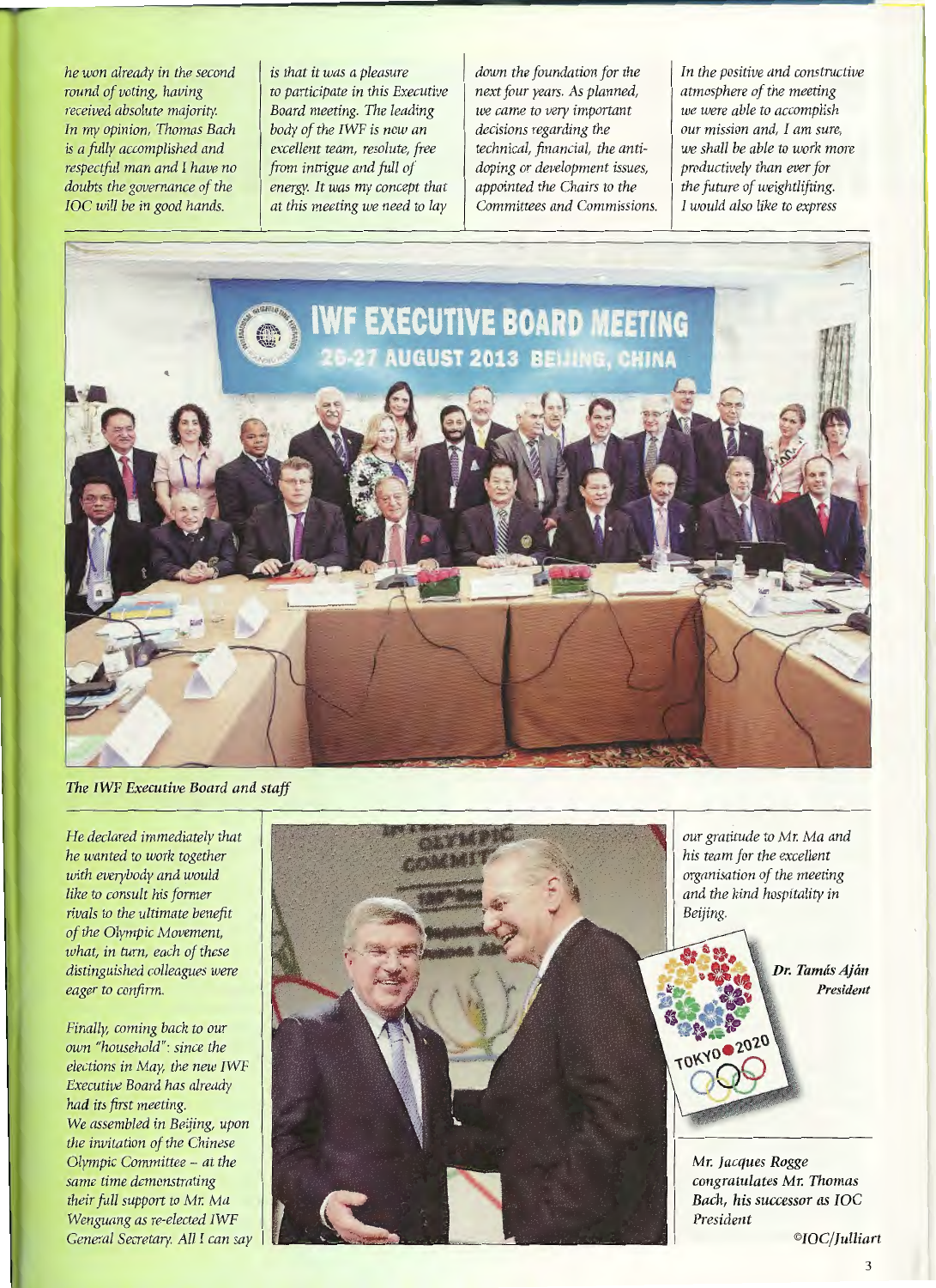*he won already in the second round of voting, having received absolute majority. In my opinion, Thomas Bach is a fully accomplished and respectful man and I have no doubts the governance of the IOC will be in good hands.*

*He declared immediately that he wanted to work together with everybody and would like to consult his former rivals to the ultimate benefit of the Olympic Movement, what, in turn, each of these distinguished colleagues were eager to confirm.*

*Finally, coming back to our own "household": since the elections in May, the new IWF Executive Board has already had its first meeting. We assembled in Beijing, upon the invitation of the Chinese Olympic Committee – at the same time demonstrating their full support to Mr. Ma Wenguang as re-elected IWF General Secretary. All I can say is that it was a pleasure to participate in this Executive Board meeting. The leading body of the IWF is now an excellent team, resolute, free from intrigue and full of energy. It was my concept that at this meeting we need to lay down the foundation for the next four years. As planned, we came to very important decisions regarding the technical, financial, the anti-doping or development issues, appointed the Chairs to the Committees and Commissions. In the positive and constructive atmosphere of the meeting we were able to accomplish our mission and, I am sure, we shall be able to work more productively than ever for the future of weightlifting. I would also like to express our gratitude to Mr. Ma and his team for the excellent organisation of the meeting and the kind hospitality in Beijing.*

***Dr. Tamás Aján***
***President***

IWF EXECUTIVE BOARD MEETING
26-27 AUGUST 2013 BEIJING, CHINA

***The IWF Executive Board and staff***

***Mr. Jacques Rogge congratulates Mr. Thomas Bach, his successor as IOC President***

*©IOC/Julliart*